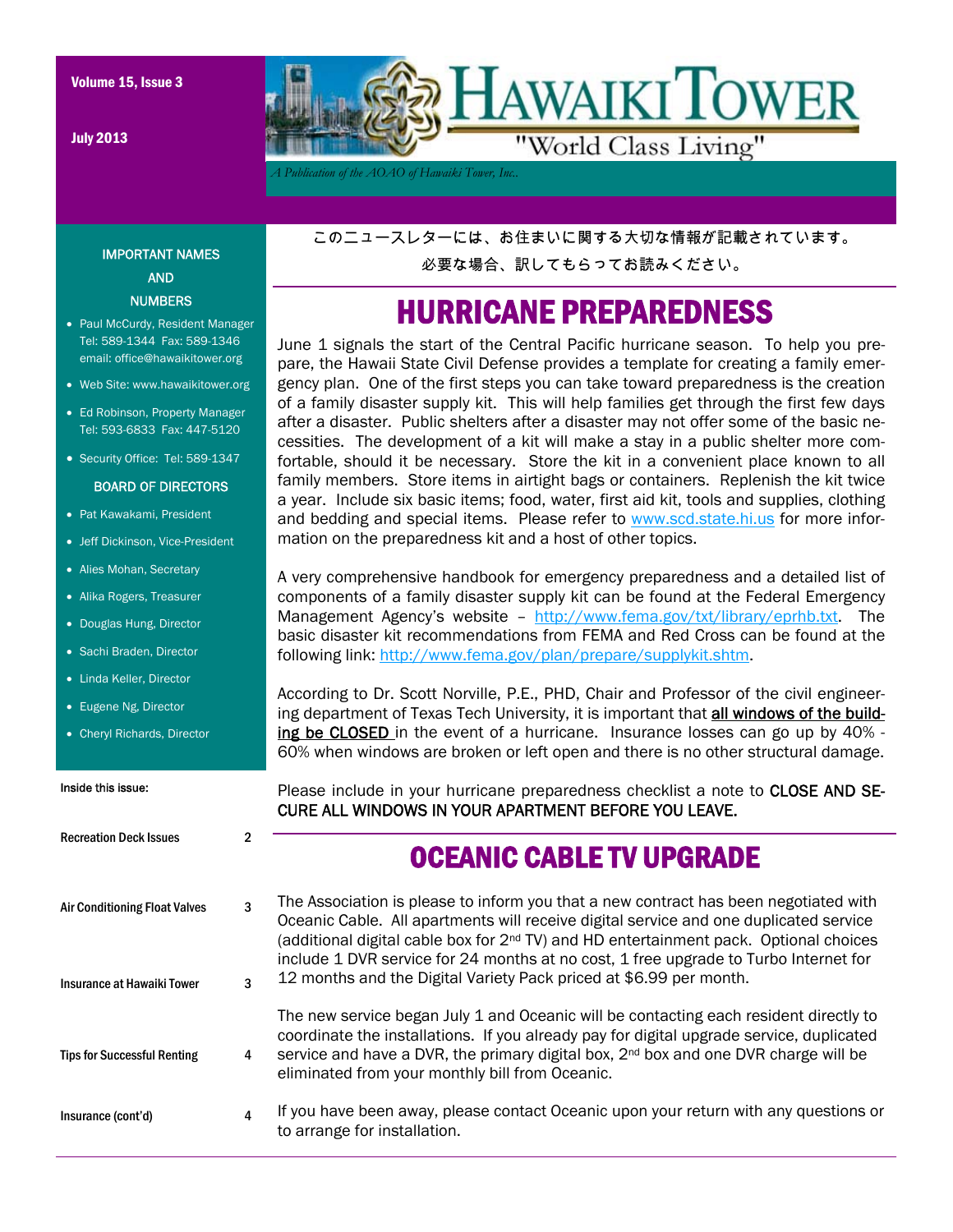Volume 15, Issue 3

July 2013

# HAWAIKI TOWER

"World Class Living"

*A Publication of the AOAO of Hawaiki Tower, Inc.*

このニュースレターには、お住まいに関する大切な情報が記載されています。

必要な場合、訳してもらってお読みください。

### IMPORTANT NAMES AND NUMBERS

- Paul McCurdy, Resident Manager Tel: 589-1344 Fax: 589-1346 email: office@hawaikitower.org
- Web Site: www.hawaikitower.org
- Ed Robinson, Property Manager Tel: 593-6833 Fax: 447-5120
- Security Office: Tel: 589-1347

### BOARD OF DIRECTORS

- Pat Kawakami, President
- Jeff Dickinson, Vice-President
- Alies Mohan, Secretary
- Alika Rogers, Treasurer
- Douglas Hung, Director
- Sachi Braden, Director
- Linda Keller, Director
- Eugene Ng, Director
- Cheryl Richards, Director

### Inside this issue:

| | |
|---|---|
| Recreation Deck Issues | 2 |
| Air Conditioning Float Valves | 3 |
| Insurance at Hawaiki Tower | 3 |
| Tips for Successful Renting | 4 |
| Insurance (cont'd) | 4 |

## HURRICANE PREPAREDNESS

June 1 signals the start of the Central Pacific hurricane season. To help you prepare, the Hawaii State Civil Defense provides a template for creating a family emergency plan. One of the first steps you can take toward preparedness is the creation of a family disaster supply kit. This will help families get through the first few days after a disaster. Public shelters after a disaster may not offer some of the basic necessities. The development of a kit will make a stay in a public shelter more comfortable, should it be necessary. Store the kit in a convenient place known to all family members. Store items in airtight bags or containers. Replenish the kit twice a year. Include six basic items; food, water, first aid kit, tools and supplies, clothing and bedding and special items. Please refer to www.scd.state.hi.us for more information on the preparedness kit and a host of other topics.

A very comprehensive handbook for emergency preparedness and a detailed list of components of a family disaster supply kit can be found at the Federal Emergency Management Agency's website – http://www.fema.gov/txt/library/eprhb.txt. The basic disaster kit recommendations from FEMA and Red Cross can be found at the following link: http://www.fema.gov/plan/prepare/supplykit.shtm.

According to Dr. Scott Norville, P.E., PHD, Chair and Professor of the civil engineering department of Texas Tech University, it is important that <u>all windows of the building be CLOSED</u> in the event of a hurricane. Insurance losses can go up by 40% - 60% when windows are broken or left open and there is no other structural damage.

Please include in your hurricane preparedness checklist a note to CLOSE AND SECURE ALL WINDOWS IN YOUR APARTMENT BEFORE YOU LEAVE.

## OCEANIC CABLE TV UPGRADE

The Association is please to inform you that a new contract has been negotiated with Oceanic Cable. All apartments will receive digital service and one duplicated service (additional digital cable box for 2nd TV) and HD entertainment pack. Optional choices include 1 DVR service for 24 months at no cost, 1 free upgrade to Turbo Internet for 12 months and the Digital Variety Pack priced at $6.99 per month.

The new service began July 1 and Oceanic will be contacting each resident directly to coordinate the installations. If you already pay for digital upgrade service, duplicated service and have a DVR, the primary digital box, 2nd box and one DVR charge will be eliminated from your monthly bill from Oceanic.

If you have been away, please contact Oceanic upon your return with any questions or to arrange for installation.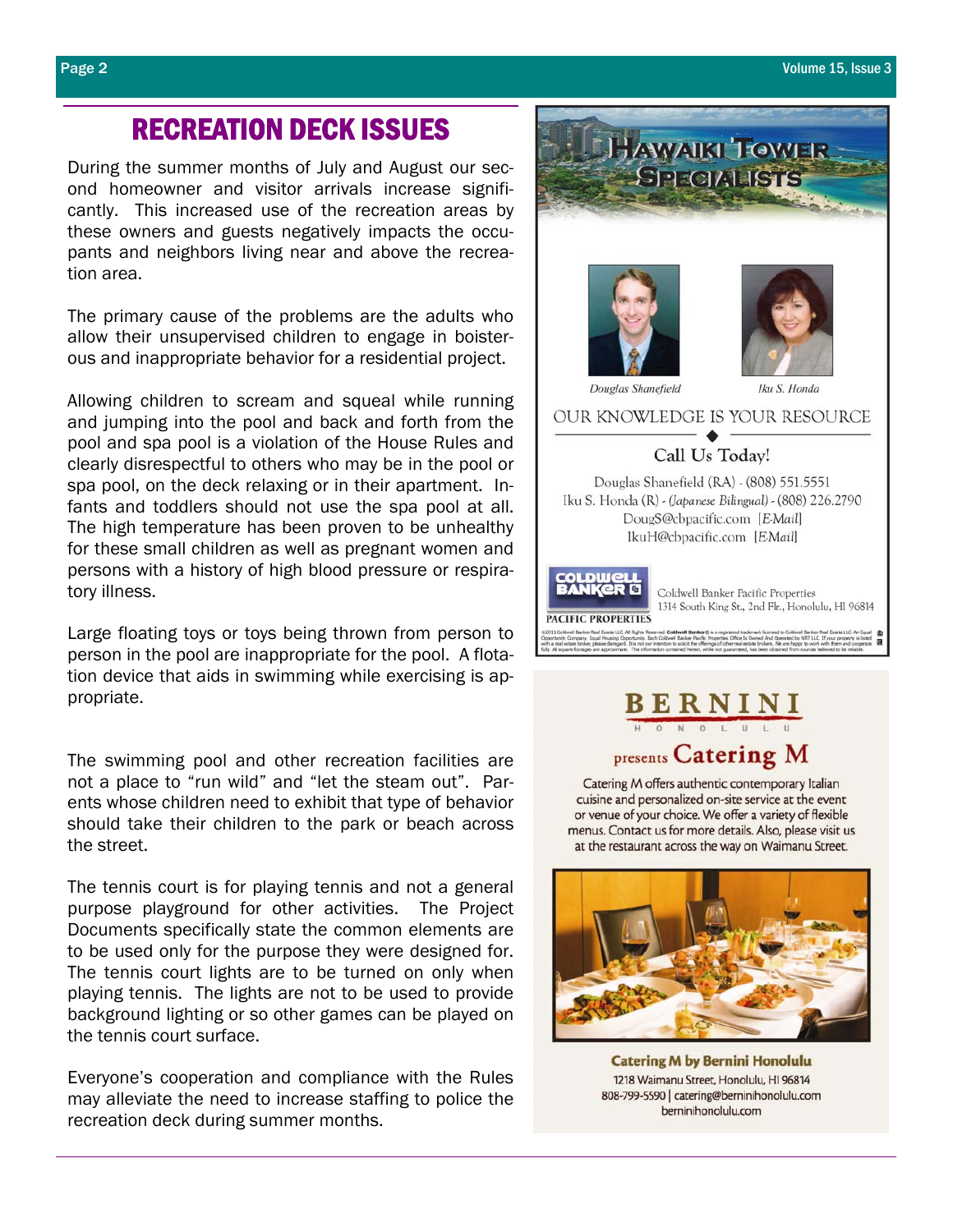# RECREATION DECK ISSUES

During the summer months of July and August our second homeowner and visitor arrivals increase significantly. This increased use of the recreation areas by these owners and guests negatively impacts the occupants and neighbors living near and above the recreation area.

The primary cause of the problems are the adults who allow their unsupervised children to engage in boisterous and inappropriate behavior for a residential project.

Allowing children to scream and squeal while running and jumping into the pool and back and forth from the pool and spa pool is a violation of the House Rules and clearly disrespectful to others who may be in the pool or spa pool, on the deck relaxing or in their apartment. Infants and toddlers should not use the spa pool at all. The high temperature has been proven to be unhealthy for these small children as well as pregnant women and persons with a history of high blood pressure or respiratory illness.

Large floating toys or toys being thrown from person to person in the pool are inappropriate for the pool. A flotation device that aids in swimming while exercising is appropriate.

The swimming pool and other recreation facilities are not a place to "run wild" and "let the steam out". Parents whose children need to exhibit that type of behavior should take their children to the park or beach across the street.

The tennis court is for playing tennis and not a general purpose playground for other activities. The Project Documents specifically state the common elements are to be used only for the purpose they were designed for. The tennis court lights are to be turned on only when playing tennis. The lights are not to be used to provide background lighting or so other games can be played on the tennis court surface.

Everyone's cooperation and compliance with the Rules may alleviate the need to increase staffing to police the recreation deck during summer months.

---

## HAWAIKI TOWER SPECIALISTS

*Douglas Shanefield* &nbsp;&nbsp;&nbsp; *Iku S. Honda*

OUR KNOWLEDGE IS YOUR RESOURCE

Call Us Today!

Douglas Shanefield (RA) - (808) 551.5551
Iku S. Honda (R) - (*Japanese Bilingual*) - (808) 226.2790
DougS@cbpacific.com [*E-Mail*]
IkuH@cbpacific.com [*EMail*]

COLDWELL BANKER PACIFIC PROPERTIES

Coldwell Banker Pacific Properties
1314 South King St., 2nd Flr., Honolulu, HI 96814

---

## BERNINI HONOLULU

presents **Catering M**

Catering M offers authentic contemporary Italian cuisine and personalized on-site service at the event or venue of your choice. We offer a variety of flexible menus. Contact us for more details. Also, please visit us at the restaurant across the way on Waimanu Street.

**Catering M by Bernini Honolulu**
1218 Waimanu Street, Honolulu, HI 96814
808-799-5590 | catering@berninihonolulu.com
berninihonolulu.com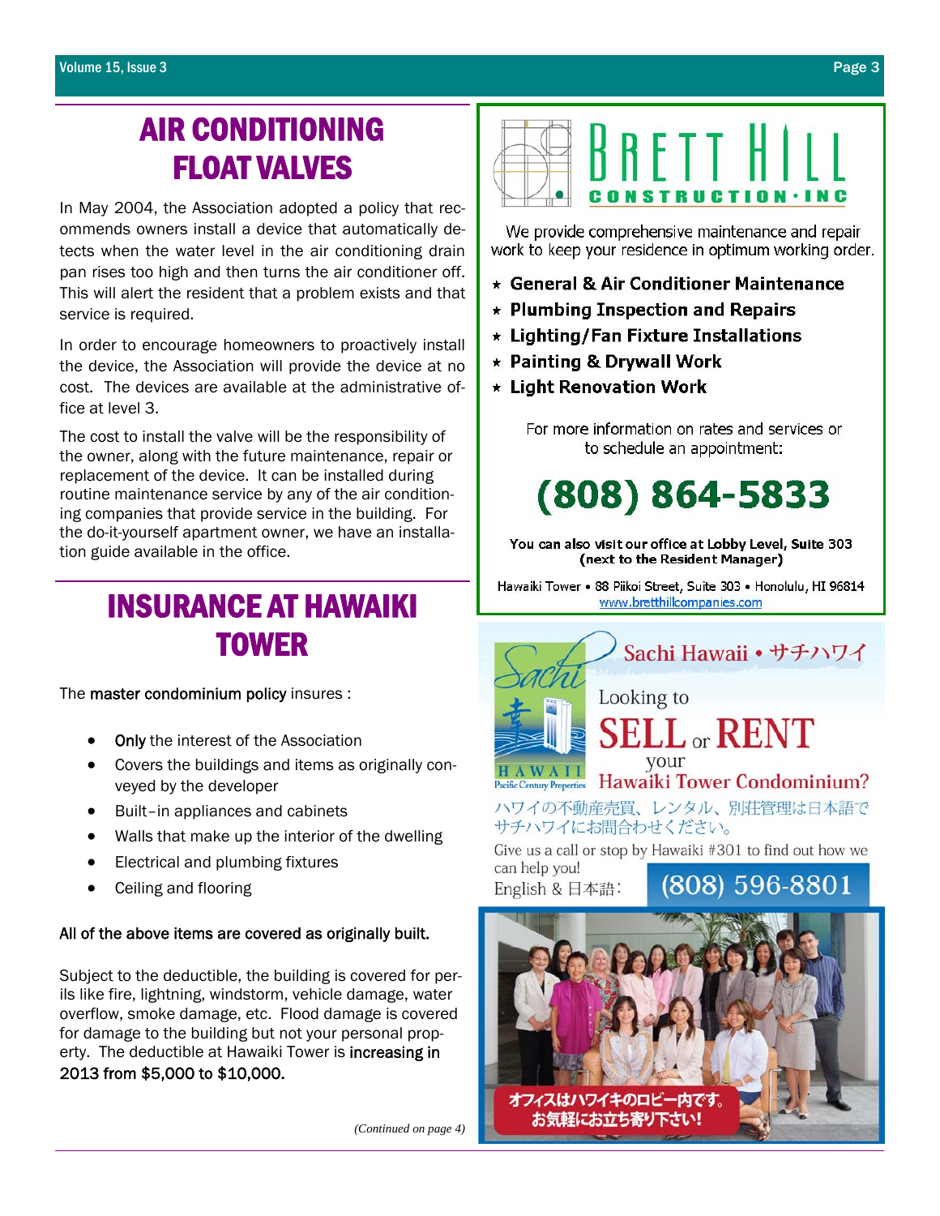# AIR CONDITIONING FLOAT VALVES

In May 2004, the Association adopted a policy that recommends owners install a device that automatically detects when the water level in the air conditioning drain pan rises too high and then turns the air conditioner off. This will alert the resident that a problem exists and that service is required.

In order to encourage homeowners to proactively install the device, the Association will provide the device at no cost. The devices are available at the administrative office at level 3.

The cost to install the valve will be the responsibility of the owner, along with the future maintenance, repair or replacement of the device. It can be installed during routine maintenance service by any of the air conditioning companies that provide service in the building. For the do-it-yourself apartment owner, we have an installation guide available in the office.

# INSURANCE AT HAWAIKI TOWER

The **master condominium policy** insures :

- **Only** the interest of the Association
- Covers the buildings and items as originally conveyed by the developer
- Built–in appliances and cabinets
- Walls that make up the interior of the dwelling
- Electrical and plumbing fixtures
- Ceiling and flooring

**All of the above items are covered as originally built.**

Subject to the deductible, the building is covered for perils like fire, lightning, windstorm, vehicle damage, water overflow, smoke damage, etc. Flood damage is covered for damage to the building but not your personal property. The deductible at Hawaiki Tower is **increasing in 2013 from $5,000 to $10,000.**

*(Continued on page 4)*

BRETT HILL CONSTRUCTION · INC

We provide comprehensive maintenance and repair work to keep your residence in optimum working order.

- **General & Air Conditioner Maintenance**
- **Plumbing Inspection and Repairs**
- **Lighting/Fan Fixture Installations**
- **Painting & Drywall Work**
- **Light Renovation Work**

For more information on rates and services or to schedule an appointment:

**(808) 864-5833**

**You can also visit our office at Lobby Level, Suite 303 (next to the Resident Manager)**

Hawaiki Tower • 88 Piikoi Street, Suite 303 • Honolulu, HI 96814
www.bretthillcompanies.com

Sachi Hawaii • サチハワイ

Sachi HAWAII Pacific Century Properties

Looking to SELL or RENT your Hawaiki Tower Condominium?

ハワイの不動産売買、レンタル、別荘管理は日本語でサチハワイにお問合わせください。

Give us a call or stop by Hawaiki #301 to find out how we can help you!

English & 日本語: (808) 596-8801

オフィスはハワイキのロビー内です。お気軽にお立ち寄り下さい!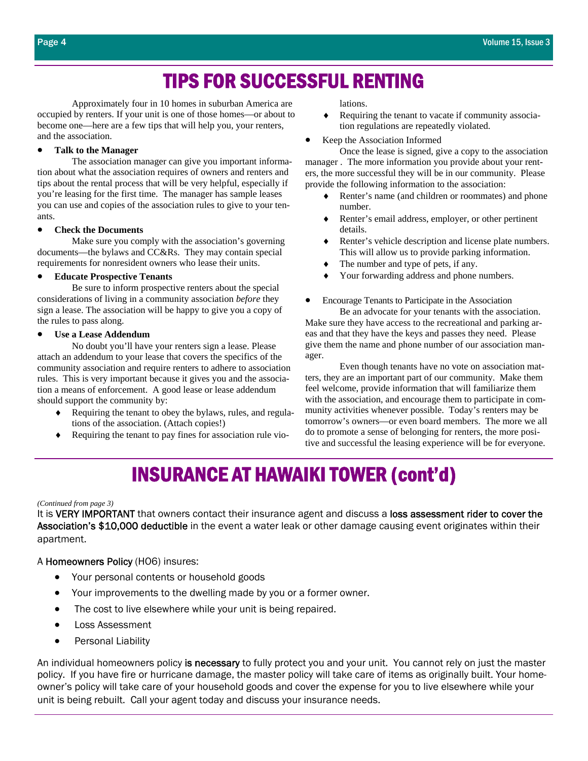# TIPS FOR SUCCESSFUL RENTING

Approximately four in 10 homes in suburban America are occupied by renters. If your unit is one of those homes—or about to become one—here are a few tips that will help you, your renters, and the association.

- **Talk to the Manager**

The association manager can give you important information about what the association requires of owners and renters and tips about the rental process that will be very helpful, especially if you're leasing for the first time. The manager has sample leases you can use and copies of the association rules to give to your tenants.

- **Check the Documents**

Make sure you comply with the association's governing documents—the bylaws and CC&Rs. They may contain special requirements for nonresident owners who lease their units.

- **Educate Prospective Tenants**

Be sure to inform prospective renters about the special considerations of living in a community association *before* they sign a lease. The association will be happy to give you a copy of the rules to pass along.

- **Use a Lease Addendum**

No doubt you'll have your renters sign a lease. Please attach an addendum to your lease that covers the specifics of the community association and require renters to adhere to association rules. This is very important because it gives you and the association a means of enforcement. A good lease or lease addendum should support the community by:

  - Requiring the tenant to obey the bylaws, rules, and regulations of the association. (Attach copies!)
  - Requiring the tenant to pay fines for association rule violations.
  - Requiring the tenant to vacate if community association regulations are repeatedly violated.

- Keep the Association Informed

Once the lease is signed, give a copy to the association manager . The more information you provide about your renters, the more successful they will be in our community. Please provide the following information to the association:

  - Renter's name (and children or roommates) and phone number.
  - Renter's email address, employer, or other pertinent details.
  - Renter's vehicle description and license plate numbers. This will allow us to provide parking information.
  - The number and type of pets, if any.
  - Your forwarding address and phone numbers.

- Encourage Tenants to Participate in the Association

Be an advocate for your tenants with the association. Make sure they have access to the recreational and parking areas and that they have the keys and passes they need. Please give them the name and phone number of our association manager.

Even though tenants have no vote on association matters, they are an important part of our community. Make them feel welcome, provide information that will familiarize them with the association, and encourage them to participate in community activities whenever possible. Today's renters may be tomorrow's owners—or even board members. The more we all do to promote a sense of belonging for renters, the more positive and successful the leasing experience will be for everyone.

# INSURANCE AT HAWAIKI TOWER (cont'd)

*(Continued from page 3)*

It is VERY IMPORTANT that owners contact their insurance agent and discuss a loss assessment rider to cover the Association's $10,000 deductible in the event a water leak or other damage causing event originates within their apartment.

A Homeowners Policy (HO6) insures:

- Your personal contents or household goods
- Your improvements to the dwelling made by you or a former owner.
- The cost to live elsewhere while your unit is being repaired.
- Loss Assessment
- Personal Liability

An individual homeowners policy is necessary to fully protect you and your unit. You cannot rely on just the master policy. If you have fire or hurricane damage, the master policy will take care of items as originally built. Your homeowner's policy will take care of your household goods and cover the expense for you to live elsewhere while your unit is being rebuilt. Call your agent today and discuss your insurance needs.